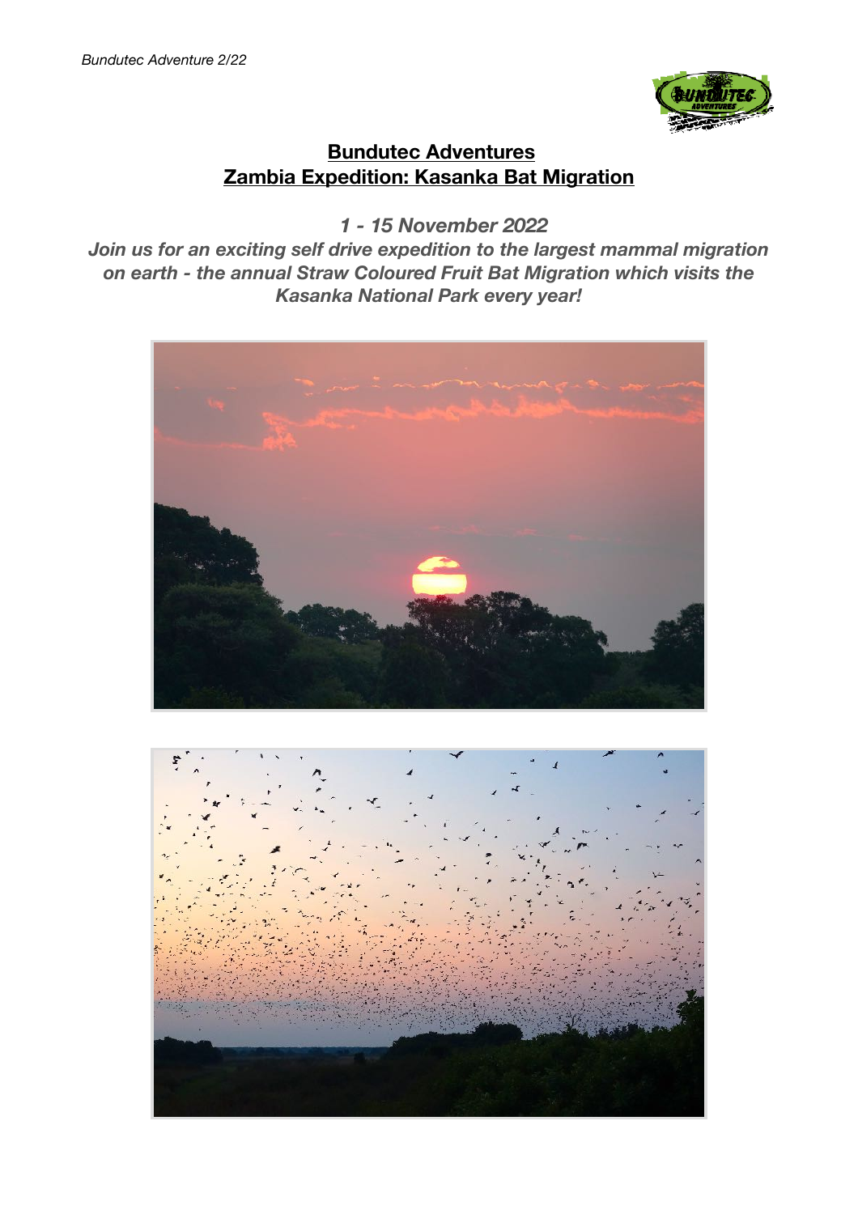# Bundutec Adventures
## Zambia Expedition: Kasanka Bat Migration

***1 - 15 November 2022***

***Join us for an exciting self drive expedition to the largest mammal migration on earth - the annual Straw Coloured Fruit Bat Migration which visits the Kasanka National Park every year!***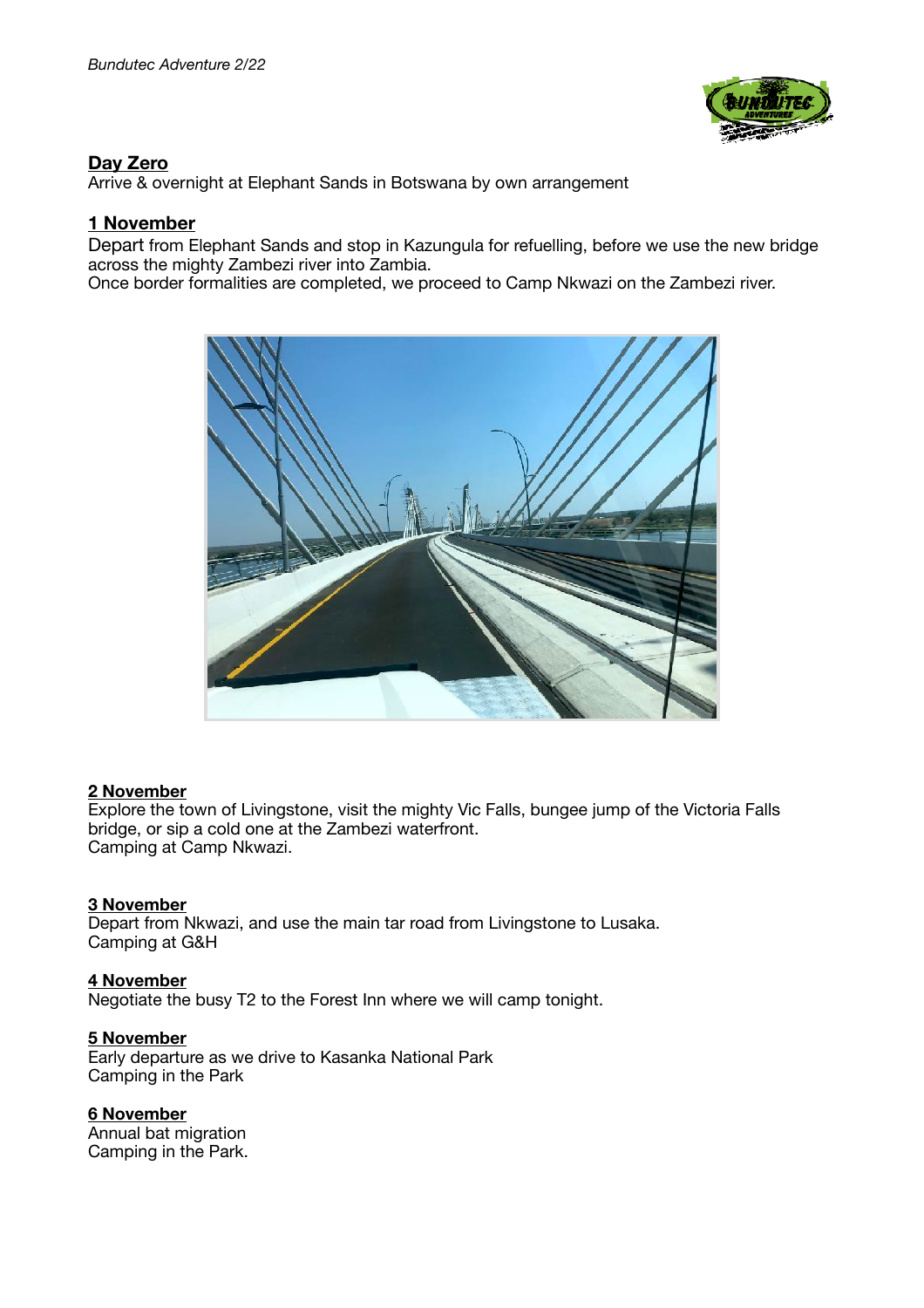## Day Zero

Arrive & overnight at Elephant Sands in Botswana by own arrangement

## 1 November

Depart from Elephant Sands and stop in Kazungula for refuelling, before we use the new bridge across the mighty Zambezi river into Zambia.

Once border formalities are completed, we proceed to Camp Nkwazi on the Zambezi river.

## 2 November

Explore the town of Livingstone, visit the mighty Vic Falls, bungee jump of the Victoria Falls bridge, or sip a cold one at the Zambezi waterfront.

Camping at Camp Nkwazi.

## 3 November

Depart from Nkwazi, and use the main tar road from Livingstone to Lusaka.

Camping at G&H

## 4 November

Negotiate the busy T2 to the Forest Inn where we will camp tonight.

## 5 November

Early departure as we drive to Kasanka National Park

Camping in the Park

## 6 November

Annual bat migration

Camping in the Park.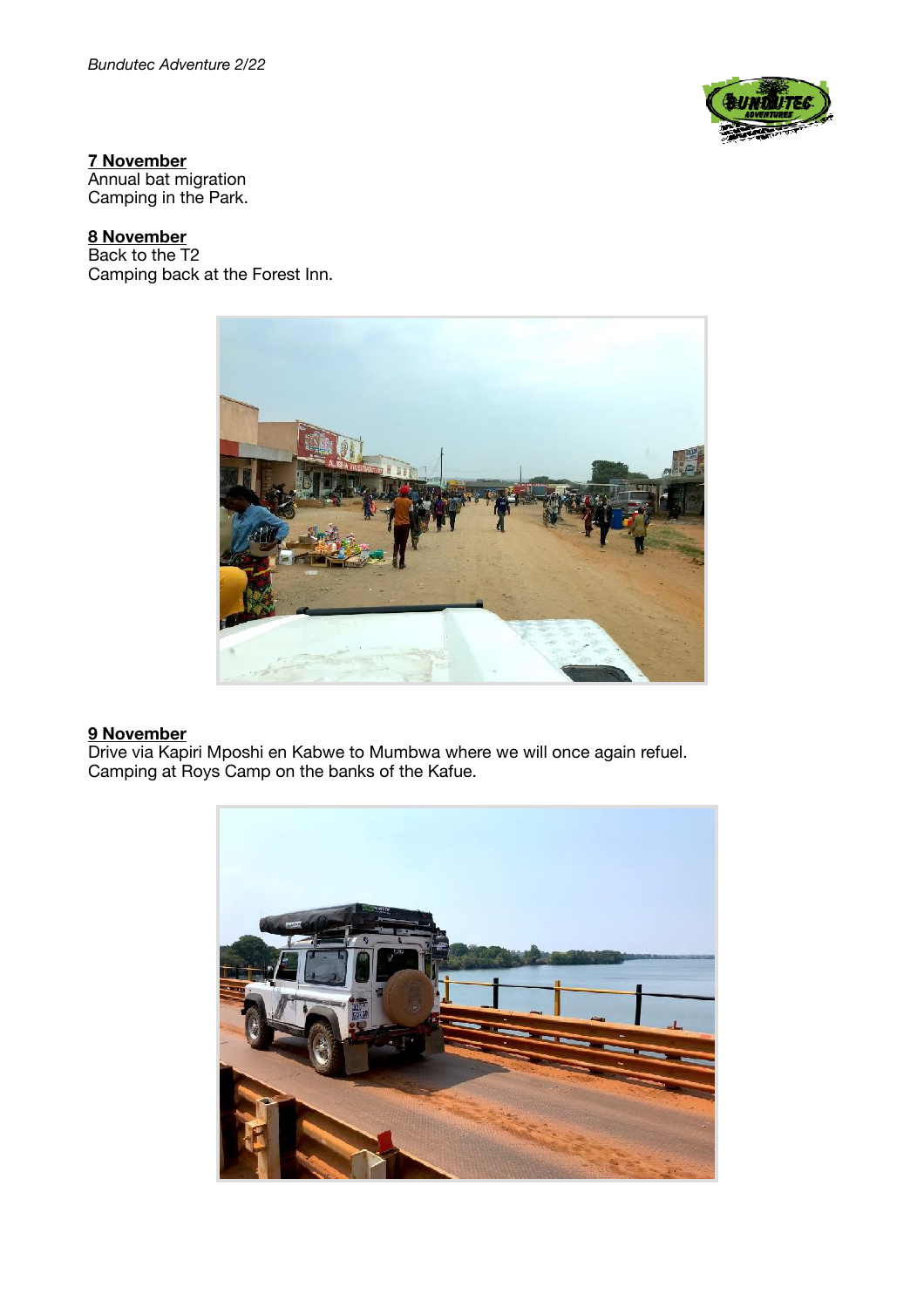**7 November**
Annual bat migration
Camping in the Park.

**8 November**
Back to the T2
Camping back at the Forest Inn.

**9 November**
Drive via Kapiri Mposhi en Kabwe to Mumbwa where we will once again refuel.
Camping at Roys Camp on the banks of the Kafue.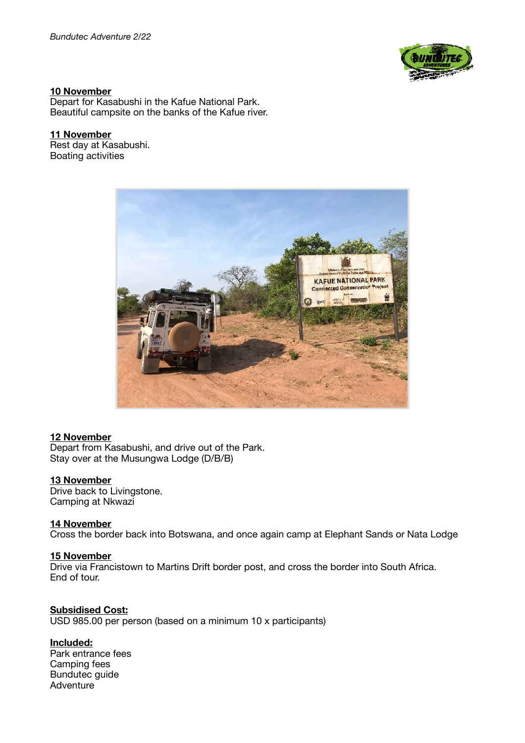**10 November**
Depart for Kasabushi in the Kafue National Park.
Beautiful campsite on the banks of the Kafue river.

**11 November**
Rest day at Kasabushi.
Boating activities

**12 November**
Depart from Kasabushi, and drive out of the Park.
Stay over at the Musungwa Lodge (D/B/B)

**13 November**
Drive back to Livingstone.
Camping at Nkwazi

**14 November**
Cross the border back into Botswana, and once again camp at Elephant Sands or Nata Lodge

**15 November**
Drive via Francistown to Martins Drift border post, and cross the border into South Africa.
End of tour.

**Subsidised Cost:**
USD 985.00 per person (based on a minimum 10 x participants)

**Included:**
Park entrance fees
Camping fees
Bundutec guide
Adventure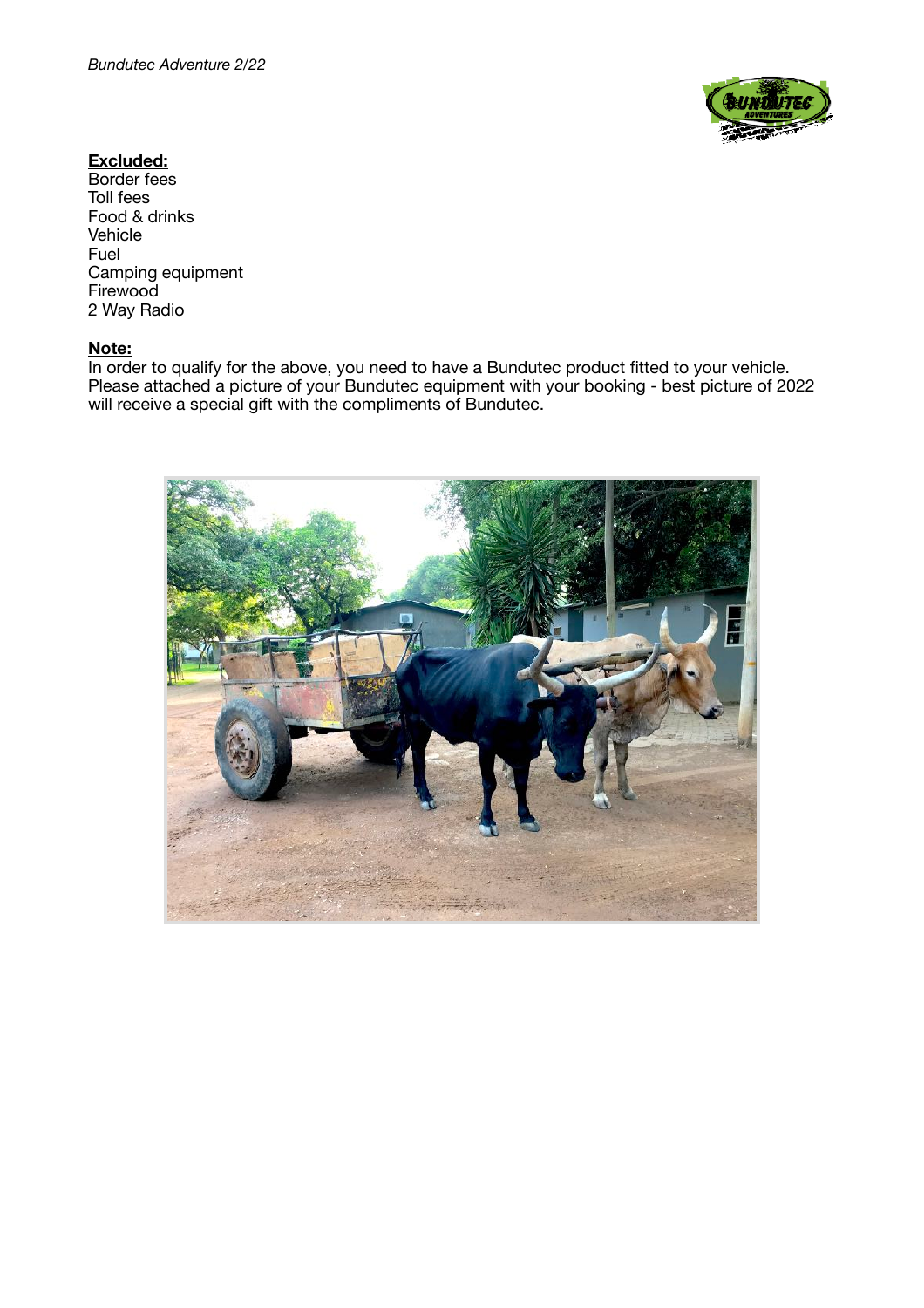**Excluded:**
Border fees
Toll fees
Food & drinks
Vehicle
Fuel
Camping equipment
Firewood
2 Way Radio

**Note:**
In order to qualify for the above, you need to have a Bundutec product fitted to your vehicle. Please attached a picture of your Bundutec equipment with your booking - best picture of 2022 will receive a special gift with the compliments of Bundutec.